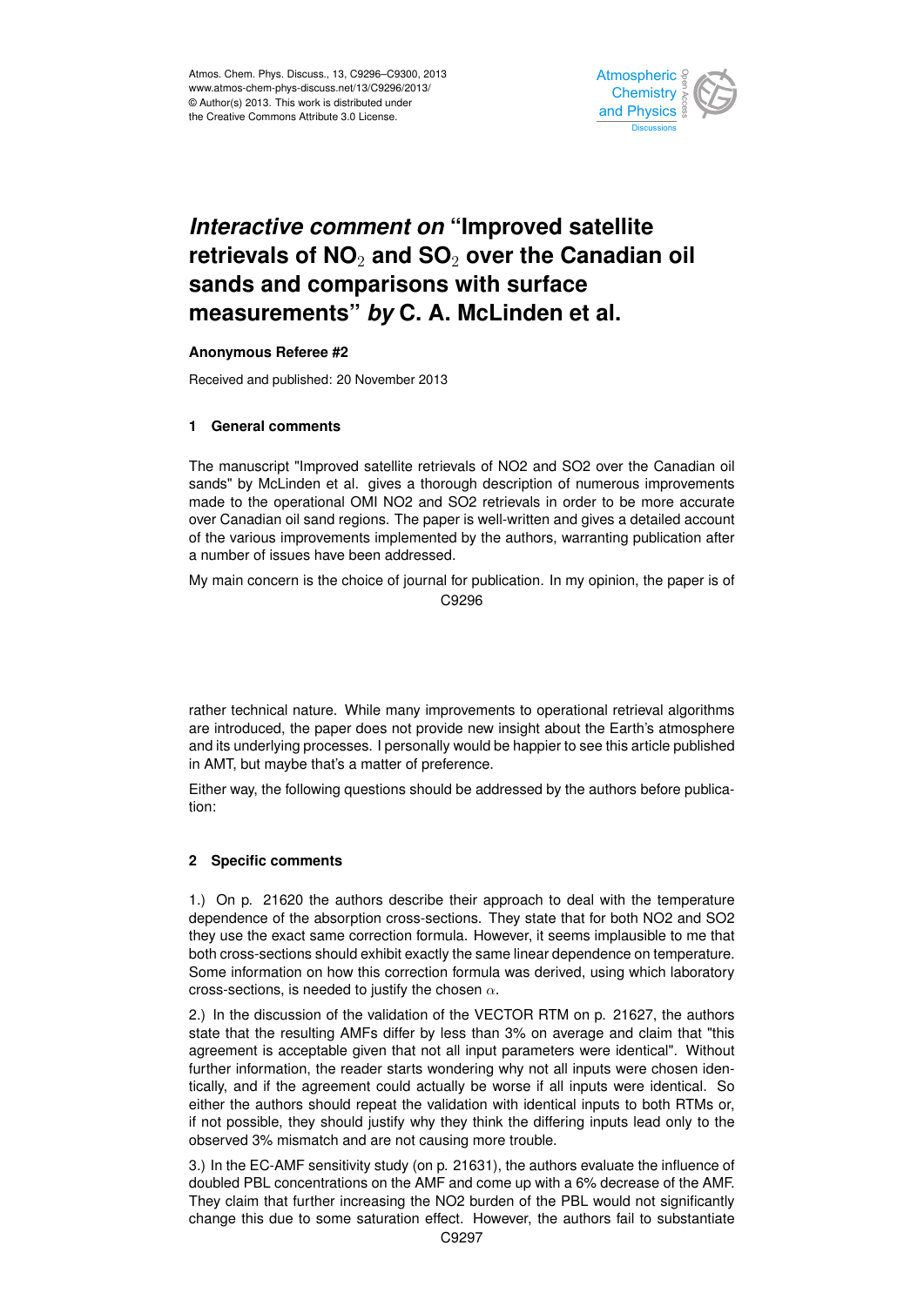# *Interactive comment on* "Improved satellite retrievals of $NO_2$ and $SO_2$ over the Canadian oil sands and comparisons with surface measurements" *by* C. A. McLinden et al.

**Anonymous Referee #2**

Received and published: 20 November 2013

## 1 General comments

The manuscript "Improved satellite retrievals of NO2 and SO2 over the Canadian oil sands" by McLinden et al. gives a thorough description of numerous improvements made to the operational OMI NO2 and SO2 retrievals in order to be more accurate over Canadian oil sand regions. The paper is well-written and gives a detailed account of the various improvements implemented by the authors, warranting publication after a number of issues have been addressed.

My main concern is the choice of journal for publication. In my opinion, the paper is of rather technical nature. While many improvements to operational retrieval algorithms are introduced, the paper does not provide new insight about the Earth's atmosphere and its underlying processes. I personally would be happier to see this article published in AMT, but maybe that's a matter of preference.

Either way, the following questions should be addressed by the authors before publication:

## 2 Specific comments

1.) On p. 21620 the authors describe their approach to deal with the temperature dependence of the absorption cross-sections. They state that for both NO2 and SO2 they use the exact same correction formula. However, it seems implausible to me that both cross-sections should exhibit exactly the same linear dependence on temperature. Some information on how this correction formula was derived, using which laboratory cross-sections, is needed to justify the chosen $\alpha$.

2.) In the discussion of the validation of the VECTOR RTM on p. 21627, the authors state that the resulting AMFs differ by less than 3% on average and claim that "this agreement is acceptable given that not all input parameters were identical". Without further information, the reader starts wondering why not all inputs were chosen identically, and if the agreement could actually be worse if all inputs were identical. So either the authors should repeat the validation with identical inputs to both RTMs or, if not possible, they should justify why they think the differing inputs lead only to the observed 3% mismatch and are not causing more trouble.

3.) In the EC-AMF sensitivity study (on p. 21631), the authors evaluate the influence of doubled PBL concentrations on the AMF and come up with a 6% decrease of the AMF. They claim that further increasing the NO2 burden of the PBL would not significantly change this due to some saturation effect. However, the authors fail to substantiate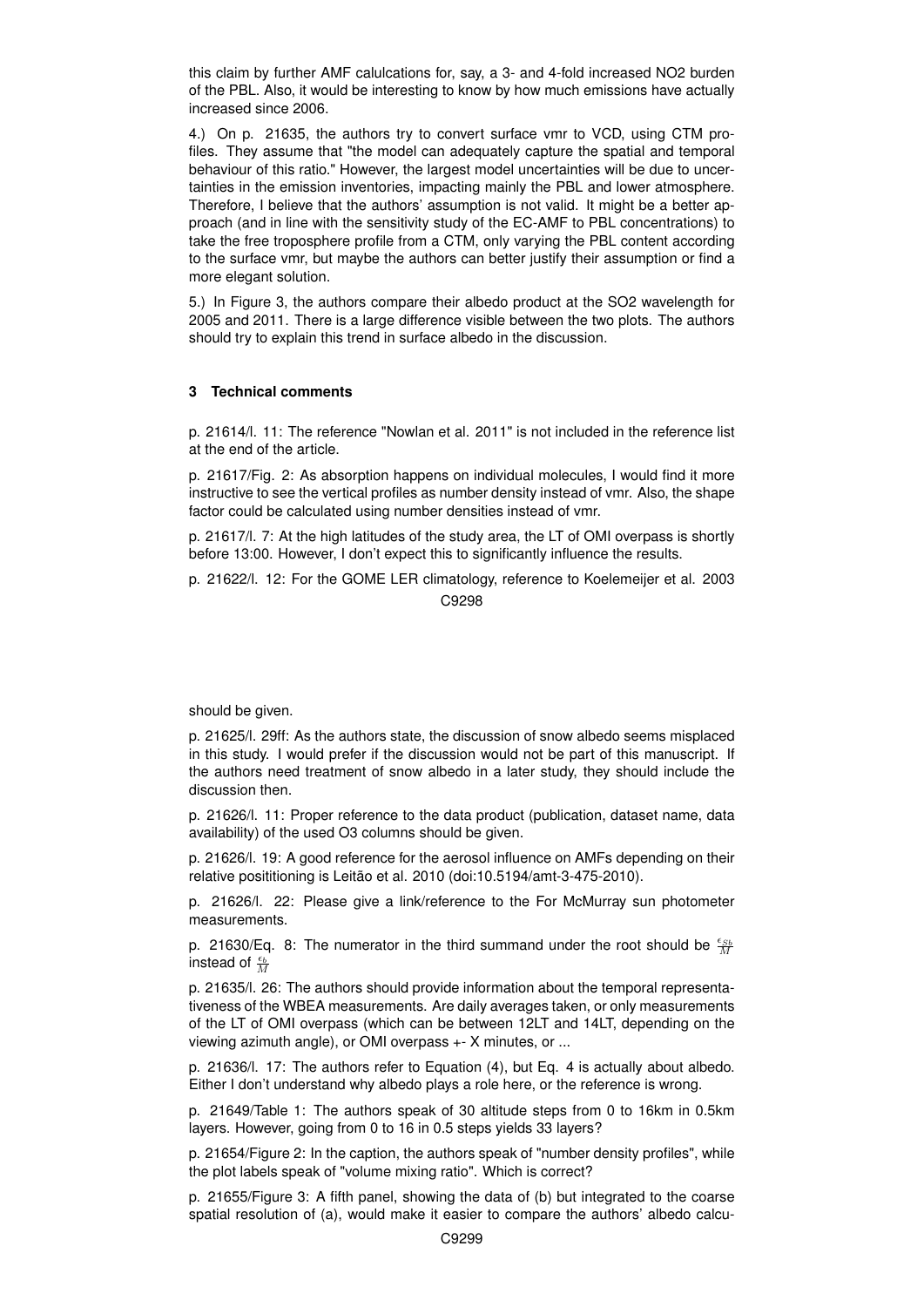this claim by further AMF calulcations for, say, a 3- and 4-fold increased NO2 burden of the PBL. Also, it would be interesting to know by how much emissions have actually increased since 2006.

4.) On p. 21635, the authors try to convert surface vmr to VCD, using CTM profiles. They assume that "the model can adequately capture the spatial and temporal behaviour of this ratio." However, the largest model uncertainties will be due to uncertainties in the emission inventories, impacting mainly the PBL and lower atmosphere. Therefore, I believe that the authors' assumption is not valid. It might be a better approach (and in line with the sensitivity study of the EC-AMF to PBL concentrations) to take the free troposphere profile from a CTM, only varying the PBL content according to the surface vmr, but maybe the authors can better justify their assumption or find a more elegant solution.

5.) In Figure 3, the authors compare their albedo product at the SO2 wavelength for 2005 and 2011. There is a large difference visible between the two plots. The authors should try to explain this trend in surface albedo in the discussion.

### 3 Technical comments

p. 21614/l. 11: The reference "Nowlan et al. 2011" is not included in the reference list at the end of the article.

p. 21617/Fig. 2: As absorption happens on individual molecules, I would find it more instructive to see the vertical profiles as number density instead of vmr. Also, the shape factor could be calculated using number densities instead of vmr.

p. 21617/l. 7: At the high latitudes of the study area, the LT of OMI overpass is shortly before 13:00. However, I don't expect this to significantly influence the results.

p. 21622/l. 12: For the GOME LER climatology, reference to Koelemeijer et al. 2003 should be given.

p. 21625/l. 29ff: As the authors state, the discussion of snow albedo seems misplaced in this study. I would prefer if the discussion would not be part of this manuscript. If the authors need treatment of snow albedo in a later study, they should include the discussion then.

p. 21626/l. 11: Proper reference to the data product (publication, dataset name, data availability) of the used O3 columns should be given.

p. 21626/l. 19: A good reference for the aerosol influence on AMFs depending on their relative posititioning is Leitão et al. 2010 (doi:10.5194/amt-3-475-2010).

p. 21626/l. 22: Please give a link/reference to the For McMurray sun photometer measurements.

p. 21630/Eq. 8: The numerator in the third summand under the root should be $\frac{\epsilon_{Sb}}{M}$ instead of $\frac{\epsilon_b}{M}$

p. 21635/l. 26: The authors should provide information about the temporal representativeness of the WBEA measurements. Are daily averages taken, or only measurements of the LT of OMI overpass (which can be between 12LT and 14LT, depending on the viewing azimuth angle), or OMI overpass +- X minutes, or ...

p. 21636/l. 17: The authors refer to Equation (4), but Eq. 4 is actually about albedo. Either I don't understand why albedo plays a role here, or the reference is wrong.

p. 21649/Table 1: The authors speak of 30 altitude steps from 0 to 16km in 0.5km layers. However, going from 0 to 16 in 0.5 steps yields 33 layers?

p. 21654/Figure 2: In the caption, the authors speak of "number density profiles", while the plot labels speak of "volume mixing ratio". Which is correct?

p. 21655/Figure 3: A fifth panel, showing the data of (b) but integrated to the coarse spatial resolution of (a), would make it easier to compare the authors' albedo calcu-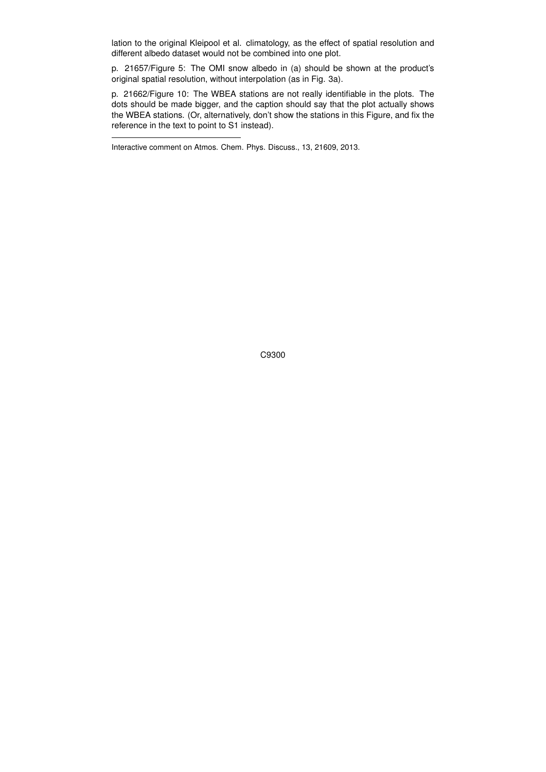lation to the original Kleipool et al. climatology, as the effect of spatial resolution and different albedo dataset would not be combined into one plot.

p. 21657/Figure 5: The OMI snow albedo in (a) should be shown at the product's original spatial resolution, without interpolation (as in Fig. 3a).

p. 21662/Figure 10: The WBEA stations are not really identifiable in the plots. The dots should be made bigger, and the caption should say that the plot actually shows the WBEA stations. (Or, alternatively, don't show the stations in this Figure, and fix the reference in the text to point to S1 instead).

---

Interactive comment on Atmos. Chem. Phys. Discuss., 13, 21609, 2013.